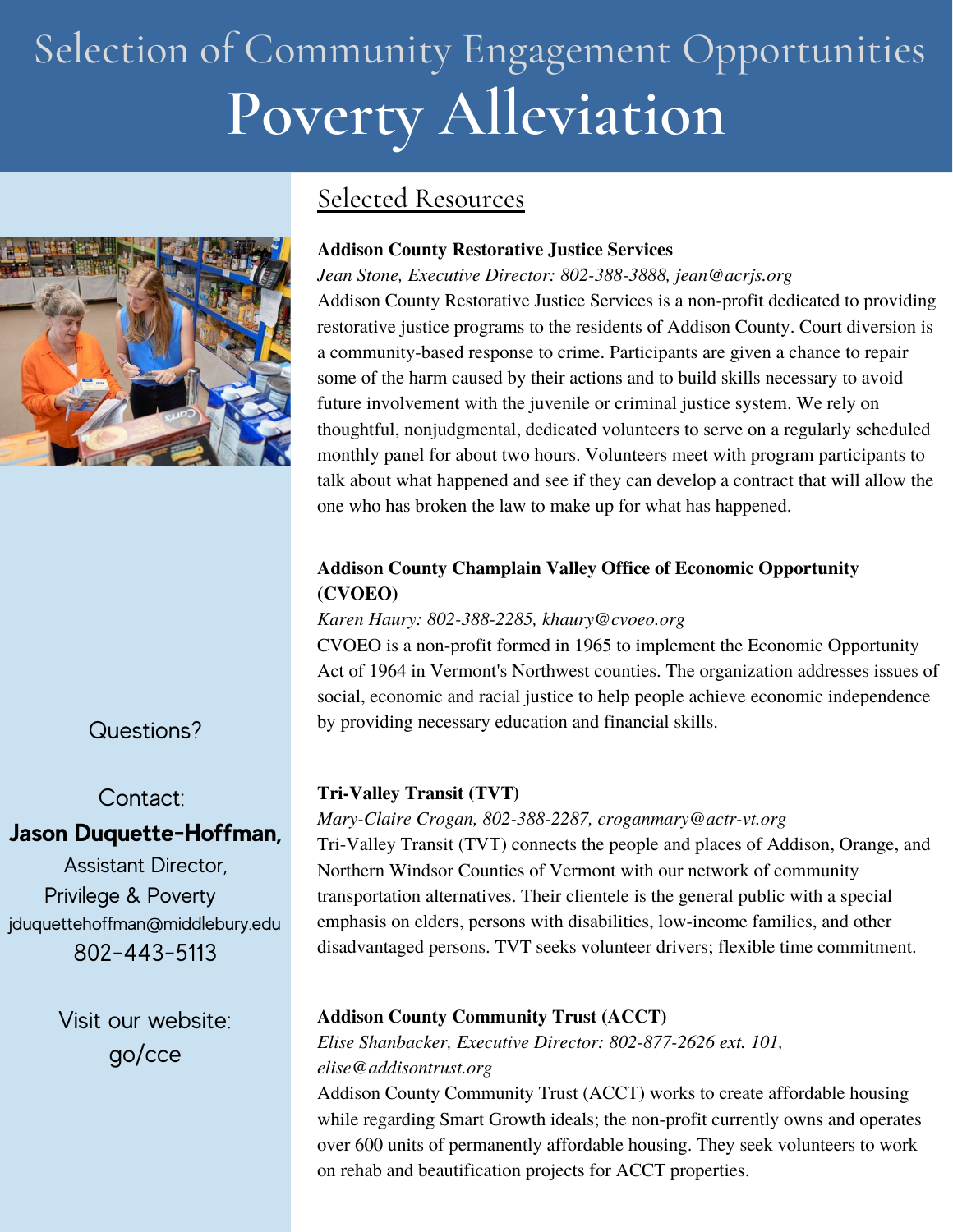# Selection of Community Engagement Opportunities

# Poverty Alleviation

## Selected Resources

**Addison County Restorative Justice Services**

*Jean Stone, Executive Director: 802-388-3888, jean@acrjs.org*

Addison County Restorative Justice Services is a non-profit dedicated to providing restorative justice programs to the residents of Addison County. Court diversion is a community-based response to crime. Participants are given a chance to repair some of the harm caused by their actions and to build skills necessary to avoid future involvement with the juvenile or criminal justice system. We rely on thoughtful, nonjudgmental, dedicated volunteers to serve on a regularly scheduled monthly panel for about two hours. Volunteers meet with program participants to talk about what happened and see if they can develop a contract that will allow the one who has broken the law to make up for what has happened.

**Addison County Champlain Valley Office of Economic Opportunity (CVOEO)**

*Karen Haury: 802-388-2285, khaury@cvoeo.org*

CVOEO is a non-profit formed in 1965 to implement the Economic Opportunity Act of 1964 in Vermont's Northwest counties. The organization addresses issues of social, economic and racial justice to help people achieve economic independence by providing necessary education and financial skills.

**Tri-Valley Transit (TVT)**

*Mary-Claire Crogan, 802-388-2287, croganmary@actr-vt.org*

Tri-Valley Transit (TVT) connects the people and places of Addison, Orange, and Northern Windsor Counties of Vermont with our network of community transportation alternatives. Their clientele is the general public with a special emphasis on elders, persons with disabilities, low-income families, and other disadvantaged persons. TVT seeks volunteer drivers; flexible time commitment.

**Addison County Community Trust (ACCT)**

*Elise Shanbacker, Executive Director: 802-877-2626 ext. 101, elise@addisontrust.org*

Addison County Community Trust (ACCT) works to create affordable housing while regarding Smart Growth ideals; the non-profit currently owns and operates over 600 units of permanently affordable housing. They seek volunteers to work on rehab and beautification projects for ACCT properties.

Questions?

Contact:

**Jason Duquette-Hoffman,**

Assistant Director,
Privilege & Poverty
jduquettehoffman@middlebury.edu
802-443-5113

Visit our website:
go/cce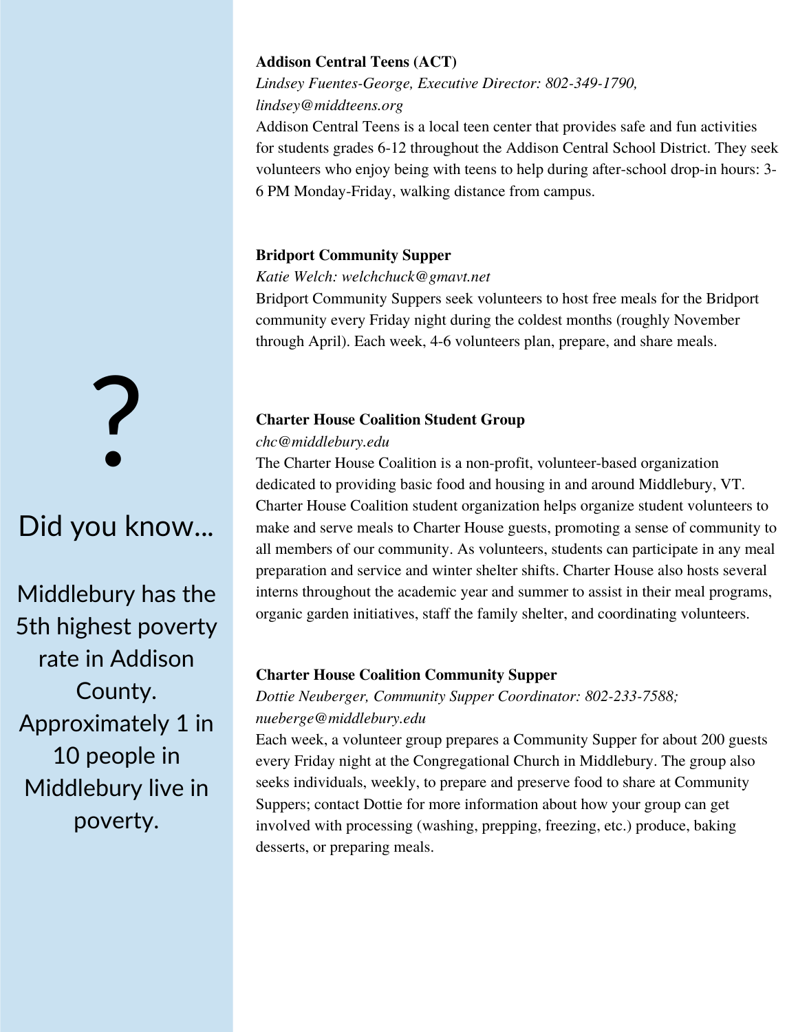**Addison Central Teens (ACT)**

*Lindsey Fuentes-George, Executive Director: 802-349-1790, lindsey@middteens.org*

Addison Central Teens is a local teen center that provides safe and fun activities for students grades 6-12 throughout the Addison Central School District. They seek volunteers who enjoy being with teens to help during after-school drop-in hours: 3-6 PM Monday-Friday, walking distance from campus.

**Bridport Community Supper**

*Katie Welch: welchchuck@gmavt.net*

Bridport Community Suppers seek volunteers to host free meals for the Bridport community every Friday night during the coldest months (roughly November through April). Each week, 4-6 volunteers plan, prepare, and share meals.

**Charter House Coalition Student Group**

*chc@middlebury.edu*

The Charter House Coalition is a non-profit, volunteer-based organization dedicated to providing basic food and housing in and around Middlebury, VT. Charter House Coalition student organization helps organize student volunteers to make and serve meals to Charter House guests, promoting a sense of community to all members of our community. As volunteers, students can participate in any meal preparation and service and winter shelter shifts. Charter House also hosts several interns throughout the academic year and summer to assist in their meal programs, organic garden initiatives, staff the family shelter, and coordinating volunteers.

**Charter House Coalition Community Supper**

*Dottie Neuberger, Community Supper Coordinator: 802-233-7588; nueberge@middlebury.edu*

Each week, a volunteer group prepares a Community Supper for about 200 guests every Friday night at the Congregational Church in Middlebury. The group also seeks individuals, weekly, to prepare and preserve food to share at Community Suppers; contact Dottie for more information about how your group can get involved with processing (washing, prepping, freezing, etc.) produce, baking desserts, or preparing meals.

?

Did you know...

Middlebury has the 5th highest poverty rate in Addison County. Approximately 1 in 10 people in Middlebury live in poverty.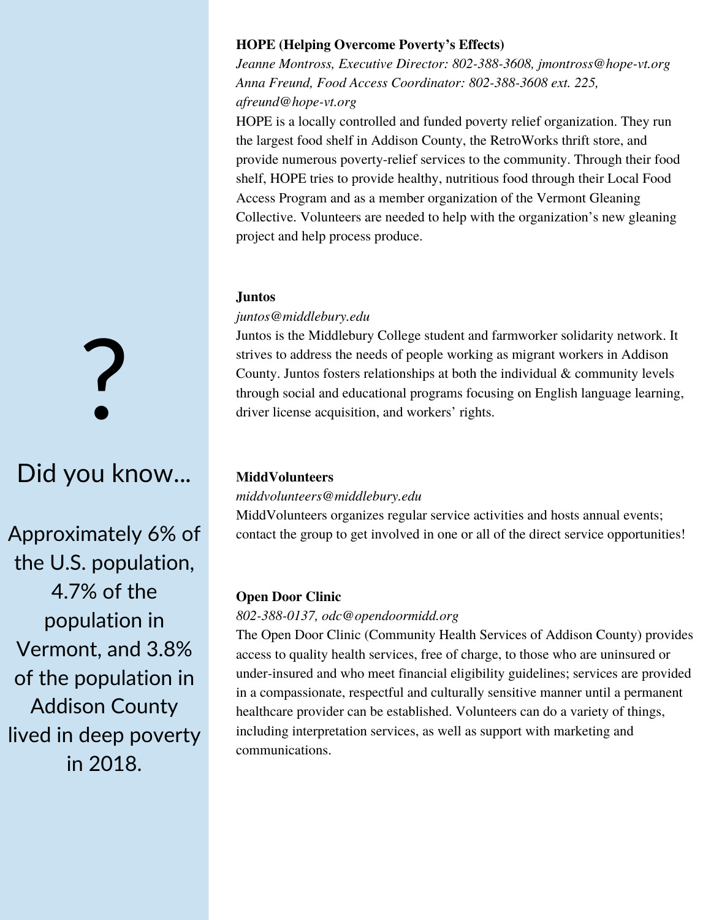**HOPE (Helping Overcome Poverty's Effects)**

*Jeanne Montross, Executive Director: 802-388-3608, jmontross@hope-vt.org*
*Anna Freund, Food Access Coordinator: 802-388-3608 ext. 225, afreund@hope-vt.org*

HOPE is a locally controlled and funded poverty relief organization. They run the largest food shelf in Addison County, the RetroWorks thrift store, and provide numerous poverty-relief services to the community. Through their food shelf, HOPE tries to provide healthy, nutritious food through their Local Food Access Program and as a member organization of the Vermont Gleaning Collective. Volunteers are needed to help with the organization's new gleaning project and help process produce.

**Juntos**

*juntos@middlebury.edu*

Juntos is the Middlebury College student and farmworker solidarity network. It strives to address the needs of people working as migrant workers in Addison County. Juntos fosters relationships at both the individual & community levels through social and educational programs focusing on English language learning, driver license acquisition, and workers' rights.

**MiddVolunteers**

*middvolunteers@middlebury.edu*

MiddVolunteers organizes regular service activities and hosts annual events; contact the group to get involved in one or all of the direct service opportunities!

**Open Door Clinic**

*802-388-0137, odc@opendoormidd.org*

The Open Door Clinic (Community Health Services of Addison County) provides access to quality health services, free of charge, to those who are uninsured or under-insured and who meet financial eligibility guidelines; services are provided in a compassionate, respectful and culturally sensitive manner until a permanent healthcare provider can be established. Volunteers can do a variety of things, including interpretation services, as well as support with marketing and communications.

?

Did you know...

Approximately 6% of the U.S. population, 4.7% of the population in Vermont, and 3.8% of the population in Addison County lived in deep poverty in 2018.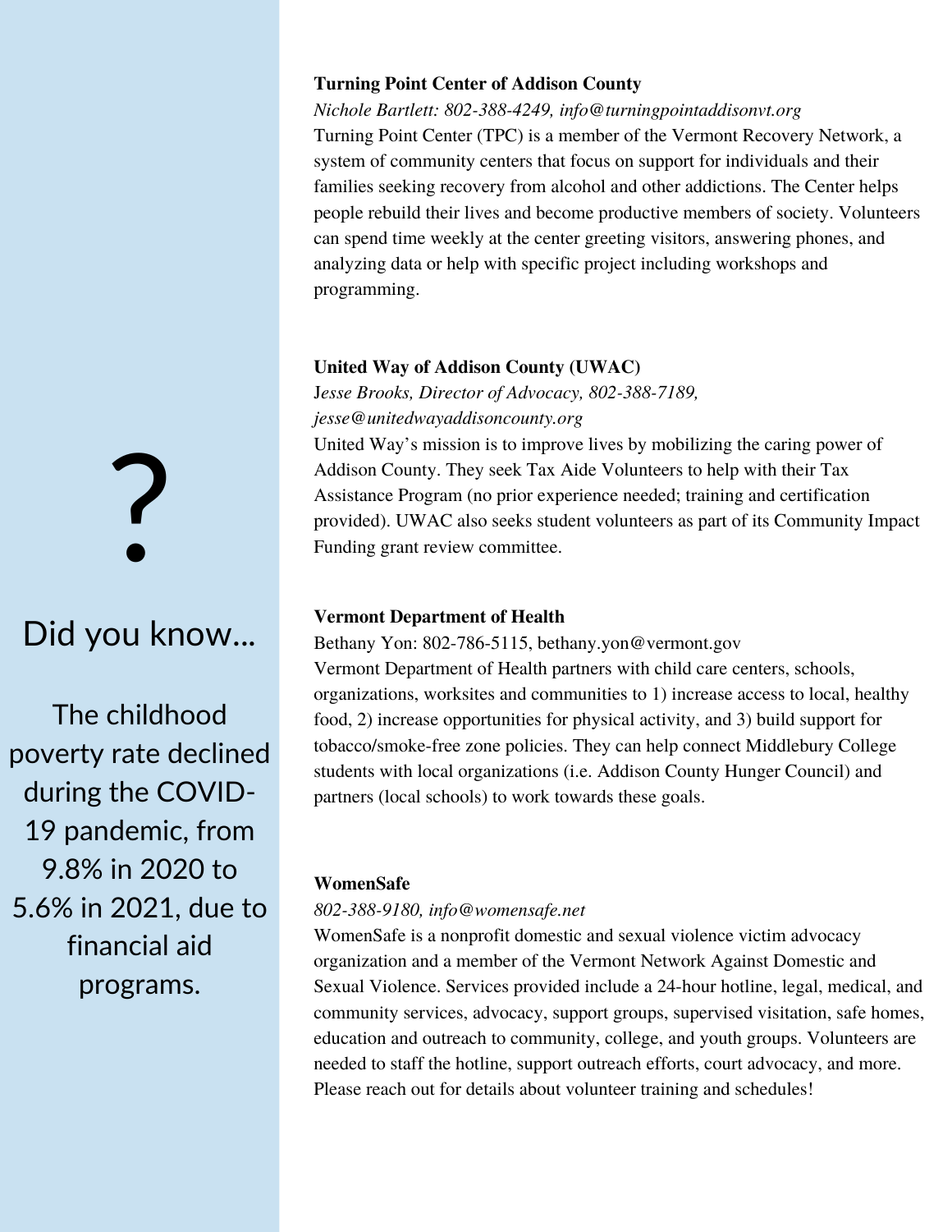**Turning Point Center of Addison County**

*Nichole Bartlett: 802-388-4249, info@turningpointaddisonvt.org*

Turning Point Center (TPC) is a member of the Vermont Recovery Network, a system of community centers that focus on support for individuals and their families seeking recovery from alcohol and other addictions. The Center helps people rebuild their lives and become productive members of society. Volunteers can spend time weekly at the center greeting visitors, answering phones, and analyzing data or help with specific project including workshops and programming.

**United Way of Addison County (UWAC)**

*Jesse Brooks, Director of Advocacy, 802-388-7189, jesse@unitedwayaddisoncounty.org*

United Way's mission is to improve lives by mobilizing the caring power of Addison County. They seek Tax Aide Volunteers to help with their Tax Assistance Program (no prior experience needed; training and certification provided). UWAC also seeks student volunteers as part of its Community Impact Funding grant review committee.

**Vermont Department of Health**

Bethany Yon: 802-786-5115, bethany.yon@vermont.gov

Vermont Department of Health partners with child care centers, schools, organizations, worksites and communities to 1) increase access to local, healthy food, 2) increase opportunities for physical activity, and 3) build support for tobacco/smoke-free zone policies. They can help connect Middlebury College students with local organizations (i.e. Addison County Hunger Council) and partners (local schools) to work towards these goals.

**WomenSafe**

*802-388-9180, info@womensafe.net*

WomenSafe is a nonprofit domestic and sexual violence victim advocacy organization and a member of the Vermont Network Against Domestic and Sexual Violence. Services provided include a 24-hour hotline, legal, medical, and community services, advocacy, support groups, supervised visitation, safe homes, education and outreach to community, college, and youth groups. Volunteers are needed to staff the hotline, support outreach efforts, court advocacy, and more. Please reach out for details about volunteer training and schedules!

?

Did you know...

The childhood poverty rate declined during the COVID-19 pandemic, from 9.8% in 2020 to 5.6% in 2021, due to financial aid programs.